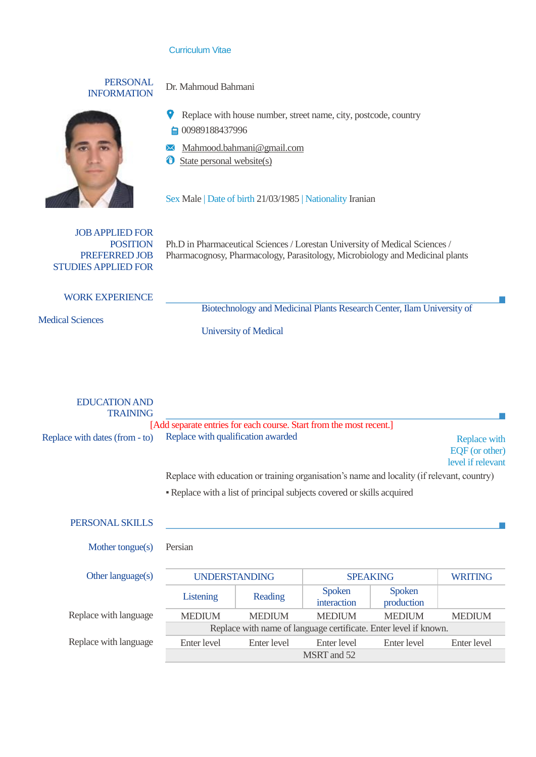Curriculum Vitae

## PERSONAL INFORMATION

Dr. Mahmoud Bahmani

Replace with house number, street name, city, postcode, country

00989188437996

Mahmood.bahmani@gmail.com

State personal website(s)

Sex Male | Date of birth 21/03/1985 | Nationality Iranian

## JOB APPLIED FOR POSITION PREFERRED JOB STUDIES APPLIED FOR

Ph.D in Pharmaceutical Sciences / Lorestan University of Medical Sciences / Pharmacognosy, Pharmacology, Parasitology, Microbiology and Medicinal plants

## WORK EXPERIENCE

Biotechnology and Medicinal Plants Research Center, Ilam University of Medical Sciences

University of Medical

## EDUCATION AND TRAINING

[Add separate entries for each course. Start from the most recent.]

Replace with dates (from - to)

Replace with qualification awarded

Replace with EQF (or other) level if relevant

Replace with education or training organisation's name and locality (if relevant, country)

▪ Replace with a list of principal subjects covered or skills acquired

## PERSONAL SKILLS

Mother tongue(s) Persian

Other language(s)

| | UNDERSTANDING | | SPEAKING | | WRITING |
|---|---|---|---|---|---|
| | Listening | Reading | Spoken interaction | Spoken production | |
| Replace with language | MEDIUM | MEDIUM | MEDIUM | MEDIUM | MEDIUM |
| | Replace with name of language certificate. Enter level if known. | | | | |
| Replace with language | Enter level | Enter level | Enter level | Enter level | Enter level |
| | MSRT and 52 | | | | |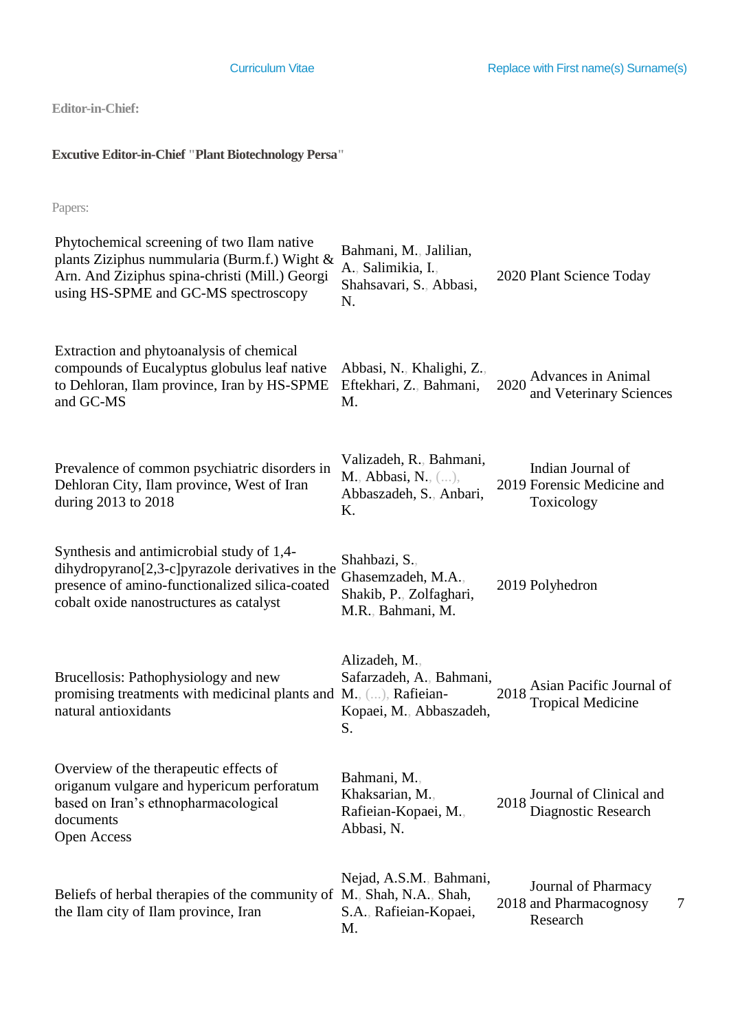**Editor-in-Chief:**

**Excutive Editor-in-Chief "Plant Biotechnology Persa"**

Papers:

| | | | |
|---|---|---|---|
| Phytochemical screening of two Ilam native plants Ziziphus nummularia (Burm.f.) Wight & Arn. And Ziziphus spina-christi (Mill.) Georgi using HS-SPME and GC-MS spectroscopy | Bahmani, M., Jalilian, A., Salimikia, I., Shahsavari, S., Abbasi, N. | 2020 | Plant Science Today |
| Extraction and phytoanalysis of chemical compounds of Eucalyptus globulus leaf native to Dehloran, Ilam province, Iran by HS-SPME and GC-MS | Abbasi, N., Khalighi, Z., Eftekhari, Z., Bahmani, M. | 2020 | Advances in Animal and Veterinary Sciences |
| Prevalence of common psychiatric disorders in Dehloran City, Ilam province, West of Iran during 2013 to 2018 | Valizadeh, R., Bahmani, M., Abbasi, N., (...), Abbaszadeh, S., Anbari, K. | 2019 | Indian Journal of Forensic Medicine and Toxicology |
| Synthesis and antimicrobial study of 1,4-dihydropyrano[2,3-c]pyrazole derivatives in the presence of amino-functionalized silica-coated cobalt oxide nanostructures as catalyst | Shahbazi, S., Ghasemzadeh, M.A., Shakib, P., Zolfaghari, M.R., Bahmani, M. | 2019 | Polyhedron |
| Brucellosis: Pathophysiology and new promising treatments with medicinal plants and natural antioxidants | Alizadeh, M., Safarzadeh, A., Bahmani, M., (...), Rafieian-Kopaei, M., Abbaszadeh, S. | 2018 | Asian Pacific Journal of Tropical Medicine |
| Overview of the therapeutic effects of origanum vulgare and hypericum perforatum based on Iran's ethnopharmacological documents Open Access | Bahmani, M., Khaksarian, M., Rafieian-Kopaei, M., Abbasi, N. | 2018 | Journal of Clinical and Diagnostic Research |
| Beliefs of herbal therapies of the community of the Ilam city of Ilam province, Iran | Nejad, A.S.M., Bahmani, M., Shah, N.A., Shah, S.A., Rafieian-Kopaei, M. | 2018 | Journal of Pharmacy and Pharmacognosy Research |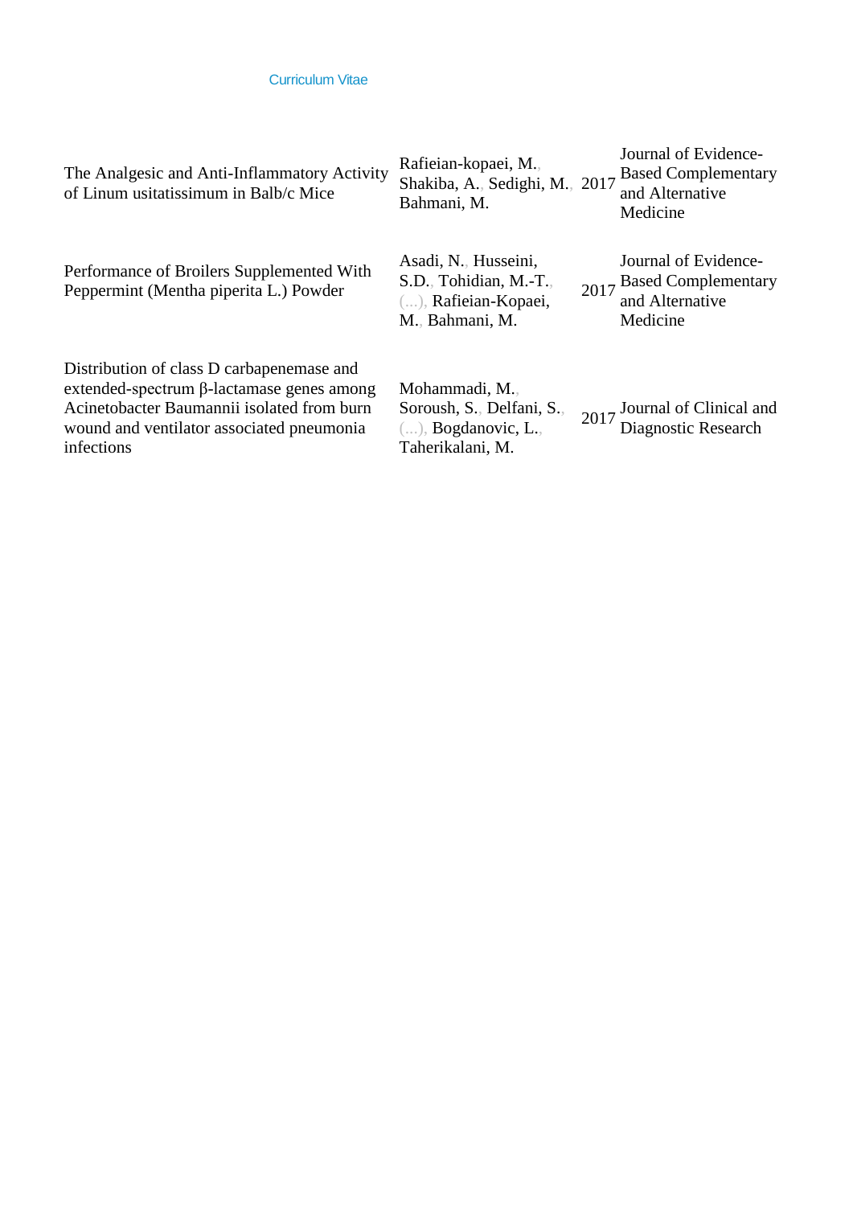| | | | |
|---|---|---|---|
| The Analgesic and Anti-Inflammatory Activity of Linum usitatissimum in Balb/c Mice | Rafieian-kopaei, M., Shakiba, A., Sedighi, M., Bahmani, M. | 2017 | Journal of Evidence-Based Complementary and Alternative Medicine |
| Performance of Broilers Supplemented With Peppermint (Mentha piperita L.) Powder | Asadi, N., Husseini, S.D., Tohidian, M.-T., (...), Rafieian-Kopaei, M., Bahmani, M. | 2017 | Journal of Evidence-Based Complementary and Alternative Medicine |
| Distribution of class D carbapenemase and extended-spectrum β-lactamase genes among Acinetobacter Baumannii isolated from burn wound and ventilator associated pneumonia infections | Mohammadi, M., Soroush, S., Delfani, S., (...), Bogdanovic, L., Taherikalani, M. | 2017 | Journal of Clinical and Diagnostic Research |